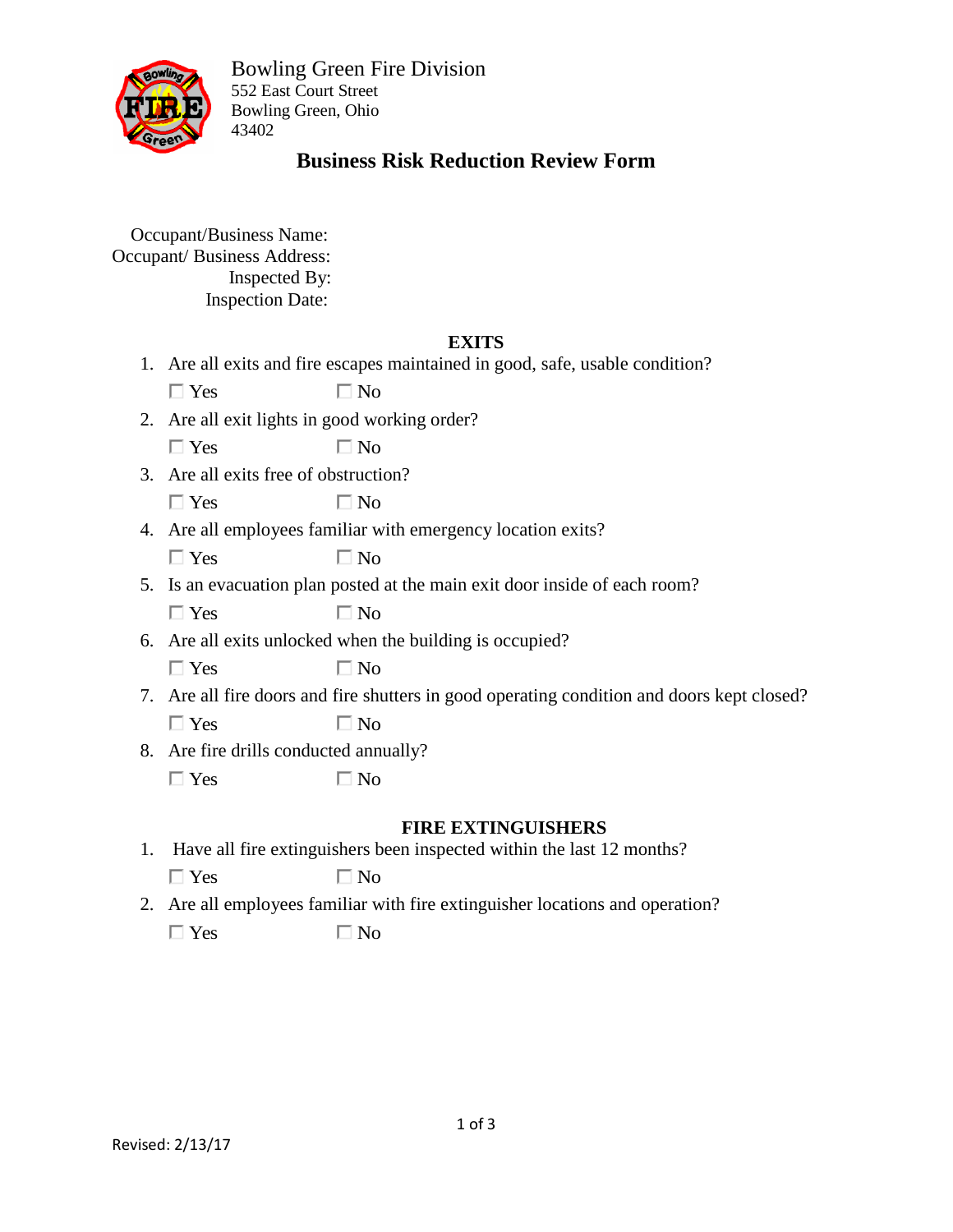Bowling Green Fire Division
552 East Court Street
Bowling Green, Ohio
43402

# Business Risk Reduction Review Form

Occupant/Business Name:
Occupant/ Business Address:
Inspected By:
Inspection Date:

## EXITS

1. Are all exits and fire escapes maintained in good, safe, usable condition?
   ☐ Yes ☐ No
2. Are all exit lights in good working order?
   ☐ Yes ☐ No
3. Are all exits free of obstruction?
   ☐ Yes ☐ No
4. Are all employees familiar with emergency location exits?
   ☐ Yes ☐ No
5. Is an evacuation plan posted at the main exit door inside of each room?
   ☐ Yes ☐ No
6. Are all exits unlocked when the building is occupied?
   ☐ Yes ☐ No
7. Are all fire doors and fire shutters in good operating condition and doors kept closed?
   ☐ Yes ☐ No
8. Are fire drills conducted annually?
   ☐ Yes ☐ No

## FIRE EXTINGUISHERS

1. Have all fire extinguishers been inspected within the last 12 months?
   ☐ Yes ☐ No
2. Are all employees familiar with fire extinguisher locations and operation?
   ☐ Yes ☐ No

Revised: 2/13/17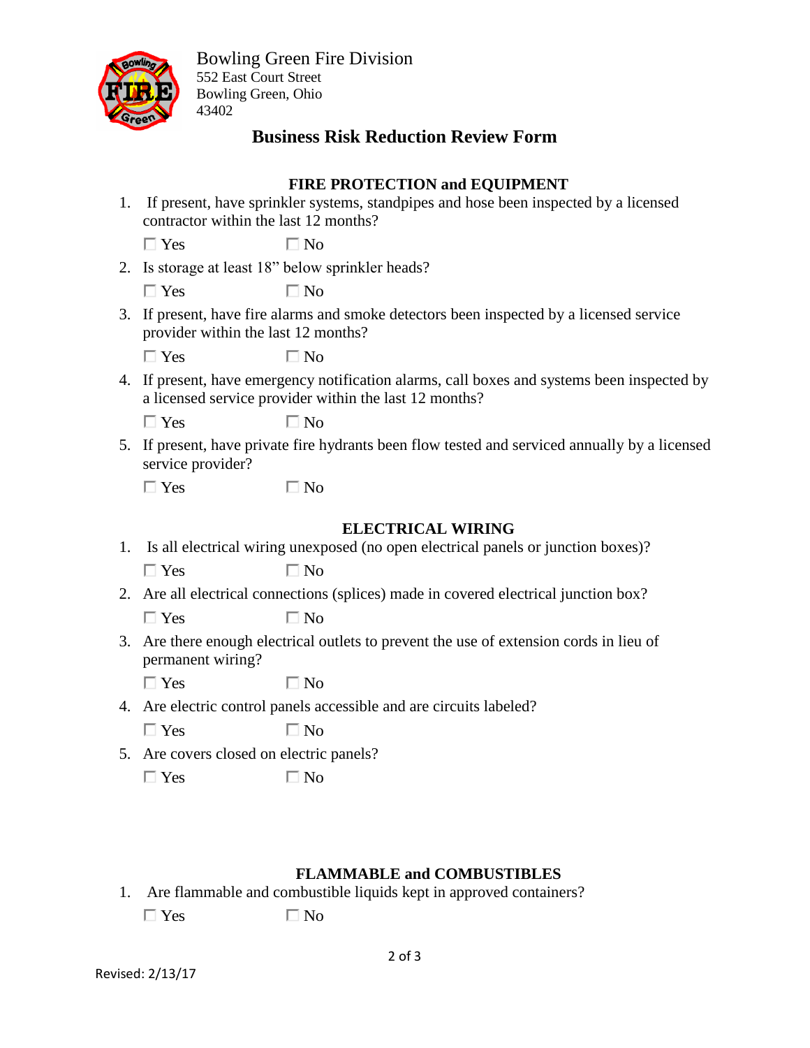Bowling Green Fire Division
552 East Court Street
Bowling Green, Ohio
43402

# Business Risk Reduction Review Form

## FIRE PROTECTION and EQUIPMENT

1. If present, have sprinkler systems, standpipes and hose been inspected by a licensed contractor within the last 12 months?

   ☐ Yes ☐ No

2. Is storage at least 18" below sprinkler heads?

   ☐ Yes ☐ No

3. If present, have fire alarms and smoke detectors been inspected by a licensed service provider within the last 12 months?

   ☐ Yes ☐ No

4. If present, have emergency notification alarms, call boxes and systems been inspected by a licensed service provider within the last 12 months?

   ☐ Yes ☐ No

5. If present, have private fire hydrants been flow tested and serviced annually by a licensed service provider?

   ☐ Yes ☐ No

## ELECTRICAL WIRING

1. Is all electrical wiring unexposed (no open electrical panels or junction boxes)?

   ☐ Yes ☐ No

2. Are all electrical connections (splices) made in covered electrical junction box?

   ☐ Yes ☐ No

3. Are there enough electrical outlets to prevent the use of extension cords in lieu of permanent wiring?

   ☐ Yes ☐ No

4. Are electric control panels accessible and are circuits labeled?

   ☐ Yes ☐ No

5. Are covers closed on electric panels?

   ☐ Yes ☐ No

## FLAMMABLE and COMBUSTIBLES

1. Are flammable and combustible liquids kept in approved containers?

   ☐ Yes ☐ No

Revised: 2/13/17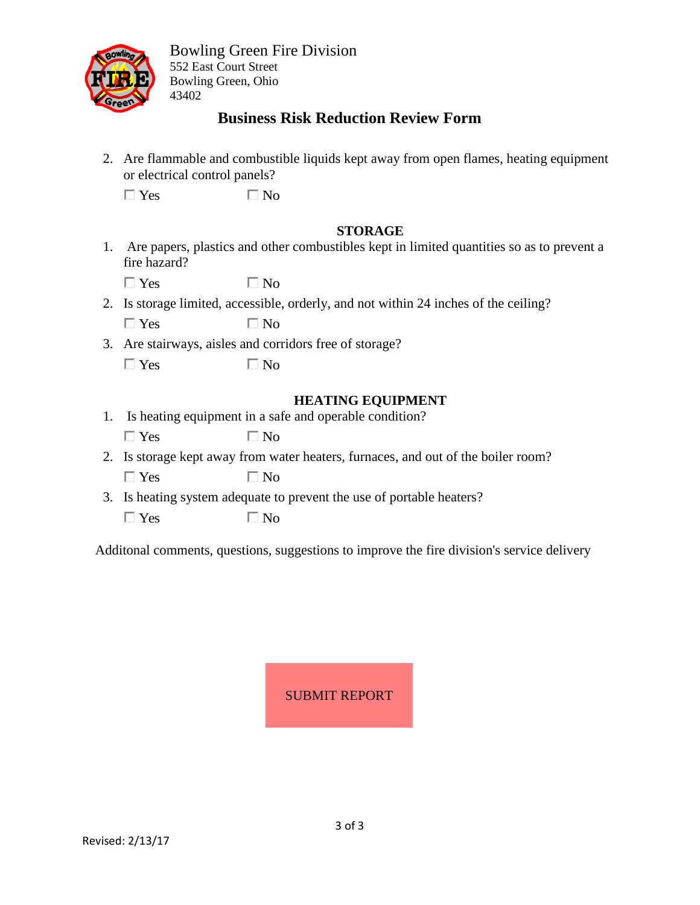Bowling Green Fire Division
552 East Court Street
Bowling Green, Ohio
43402

## Business Risk Reduction Review Form

2. Are flammable and combustible liquids kept away from open flames, heating equipment or electrical control panels?

   ☐ Yes ☐ No

### STORAGE

1. Are papers, plastics and other combustibles kept in limited quantities so as to prevent a fire hazard?

   ☐ Yes ☐ No

2. Is storage limited, accessible, orderly, and not within 24 inches of the ceiling?

   ☐ Yes ☐ No

3. Are stairways, aisles and corridors free of storage?

   ☐ Yes ☐ No

### HEATING EQUIPMENT

1. Is heating equipment in a safe and operable condition?

   ☐ Yes ☐ No

2. Is storage kept away from water heaters, furnaces, and out of the boiler room?

   ☐ Yes ☐ No

3. Is heating system adequate to prevent the use of portable heaters?

   ☐ Yes ☐ No

Additonal comments, questions, suggestions to improve the fire division's service delivery

SUBMIT REPORT

Revised: 2/13/17